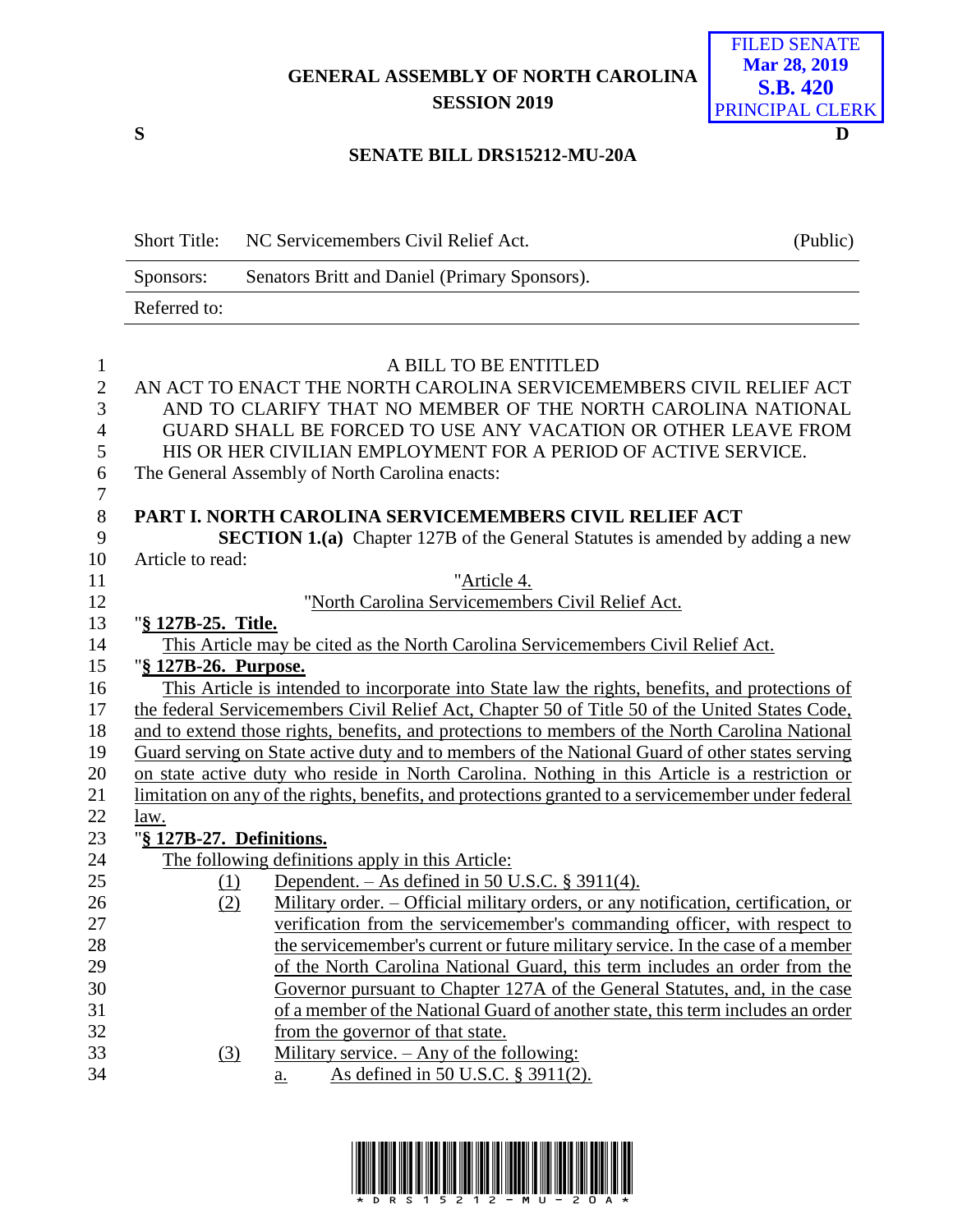GENERAL ASSEMBLY OF NORTH CAROLINA
SESSION 2019

FILED SENATE
Mar 28, 2019
S.B. 420
PRINCIPAL CLERK

S D

SENATE BILL DRS15212-MU-20A

| Short Title: | NC Servicemembers Civil Relief Act. | (Public) |
|---|---|---|
| Sponsors: | Senators Britt and Daniel (Primary Sponsors). | |
| Referred to: | | |

A BILL TO BE ENTITLED

AN ACT TO ENACT THE NORTH CAROLINA SERVICEMEMBERS CIVIL RELIEF ACT AND TO CLARIFY THAT NO MEMBER OF THE NORTH CAROLINA NATIONAL GUARD SHALL BE FORCED TO USE ANY VACATION OR OTHER LEAVE FROM HIS OR HER CIVILIAN EMPLOYMENT FOR A PERIOD OF ACTIVE SERVICE.

The General Assembly of North Carolina enacts:

**PART I. NORTH CAROLINA SERVICEMEMBERS CIVIL RELIEF ACT**

**SECTION 1.(a)** Chapter 127B of the General Statutes is amended by adding a new Article to read:

"Article 4.

"North Carolina Servicemembers Civil Relief Act.

"**§ 127B-25. Title.**

This Article may be cited as the North Carolina Servicemembers Civil Relief Act.

"**§ 127B-26. Purpose.**

This Article is intended to incorporate into State law the rights, benefits, and protections of the federal Servicemembers Civil Relief Act, Chapter 50 of Title 50 of the United States Code, and to extend those rights, benefits, and protections to members of the North Carolina National Guard serving on State active duty and to members of the National Guard of other states serving on state active duty who reside in North Carolina. Nothing in this Article is a restriction or limitation on any of the rights, benefits, and protections granted to a servicemember under federal law.

"**§ 127B-27. Definitions.**

The following definitions apply in this Article:

(1) Dependent. – As defined in 50 U.S.C. § 3911(4).

(2) Military order. – Official military orders, or any notification, certification, or verification from the servicemember's commanding officer, with respect to the servicemember's current or future military service. In the case of a member of the North Carolina National Guard, this term includes an order from the Governor pursuant to Chapter 127A of the General Statutes, and, in the case of a member of the National Guard of another state, this term includes an order from the governor of that state.

(3) Military service. – Any of the following:

a. As defined in 50 U.S.C. § 3911(2).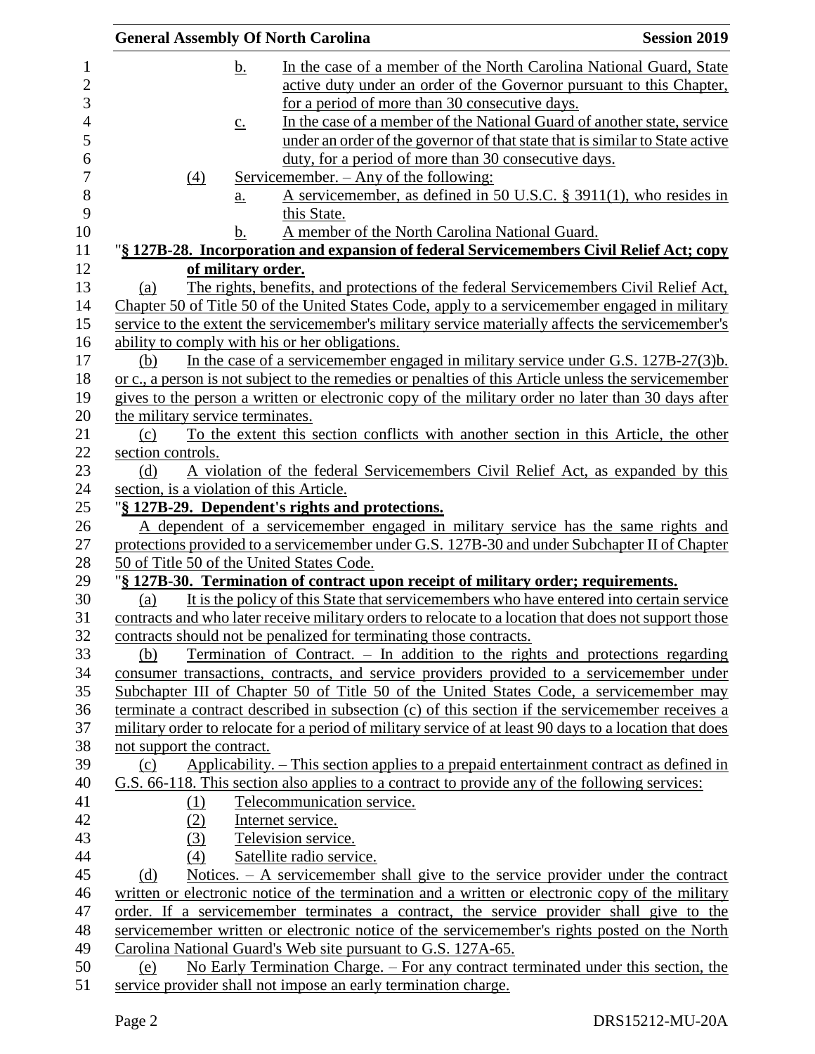b. In the case of a member of the North Carolina National Guard, State active duty under an order of the Governor pursuant to this Chapter, for a period of more than 30 consecutive days.

c. In the case of a member of the National Guard of another state, service under an order of the governor of that state that is similar to State active duty, for a period of more than 30 consecutive days.

(4) Servicemember. – Any of the following:

a. A servicemember, as defined in 50 U.S.C. § 3911(1), who resides in this State.

b. A member of the North Carolina National Guard.

"**§ 127B-28. Incorporation and expansion of federal Servicemembers Civil Relief Act; copy of military order.**

(a) The rights, benefits, and protections of the federal Servicemembers Civil Relief Act, Chapter 50 of Title 50 of the United States Code, apply to a servicemember engaged in military service to the extent the servicemember's military service materially affects the servicemember's ability to comply with his or her obligations.

(b) In the case of a servicemember engaged in military service under G.S. 127B-27(3)b. or c., a person is not subject to the remedies or penalties of this Article unless the servicemember gives to the person a written or electronic copy of the military order no later than 30 days after the military service terminates.

(c) To the extent this section conflicts with another section in this Article, the other section controls.

(d) A violation of the federal Servicemembers Civil Relief Act, as expanded by this section, is a violation of this Article.

"**§ 127B-29. Dependent's rights and protections.**

A dependent of a servicemember engaged in military service has the same rights and protections provided to a servicemember under G.S. 127B-30 and under Subchapter II of Chapter 50 of Title 50 of the United States Code.

"**§ 127B-30. Termination of contract upon receipt of military order; requirements.**

(a) It is the policy of this State that servicemembers who have entered into certain service contracts and who later receive military orders to relocate to a location that does not support those contracts should not be penalized for terminating those contracts.

(b) Termination of Contract. – In addition to the rights and protections regarding consumer transactions, contracts, and service providers provided to a servicemember under Subchapter III of Chapter 50 of Title 50 of the United States Code, a servicemember may terminate a contract described in subsection (c) of this section if the servicemember receives a military order to relocate for a period of military service of at least 90 days to a location that does not support the contract.

(c) Applicability. – This section applies to a prepaid entertainment contract as defined in G.S. 66-118. This section also applies to a contract to provide any of the following services:

(1) Telecommunication service.

(2) Internet service.

(3) Television service.

(4) Satellite radio service.

(d) Notices. – A servicemember shall give to the service provider under the contract written or electronic notice of the termination and a written or electronic copy of the military order. If a servicemember terminates a contract, the service provider shall give to the servicemember written or electronic notice of the servicemember's rights posted on the North Carolina National Guard's Web site pursuant to G.S. 127A-65.

(e) No Early Termination Charge. – For any contract terminated under this section, the service provider shall not impose an early termination charge.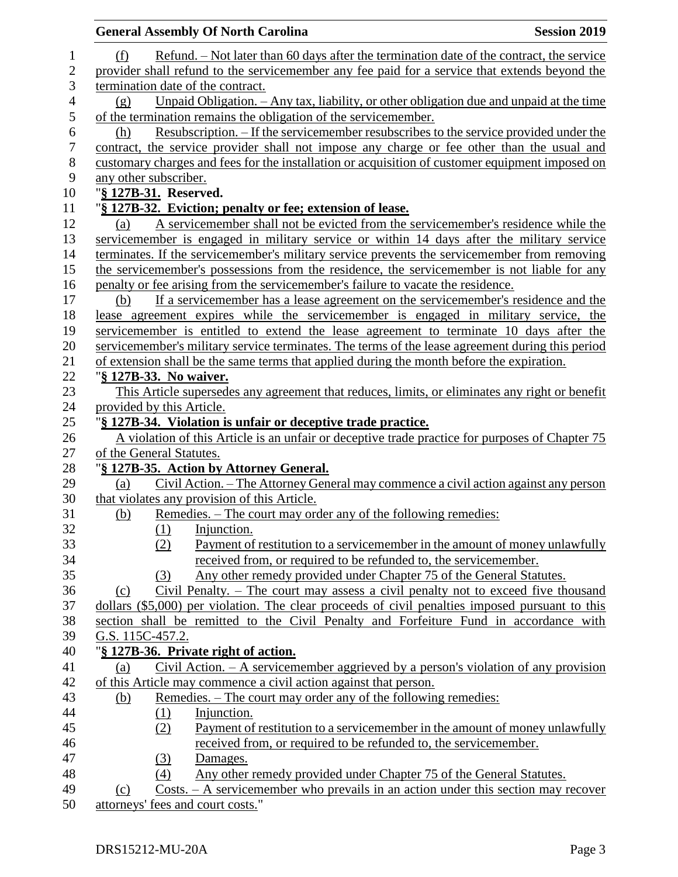(f) Refund. – Not later than 60 days after the termination date of the contract, the service provider shall refund to the servicemember any fee paid for a service that extends beyond the termination date of the contract.

(g) Unpaid Obligation. – Any tax, liability, or other obligation due and unpaid at the time of the termination remains the obligation of the servicemember.

(h) Resubscription. – If the servicemember resubscribes to the service provided under the contract, the service provider shall not impose any charge or fee other than the usual and customary charges and fees for the installation or acquisition of customer equipment imposed on any other subscriber.

"**§ 127B-31. Reserved.**

"**§ 127B-32. Eviction; penalty or fee; extension of lease.**

(a) A servicemember shall not be evicted from the servicemember's residence while the servicemember is engaged in military service or within 14 days after the military service terminates. If the servicemember's military service prevents the servicemember from removing the servicemember's possessions from the residence, the servicemember is not liable for any penalty or fee arising from the servicemember's failure to vacate the residence.

(b) If a servicemember has a lease agreement on the servicemember's residence and the lease agreement expires while the servicemember is engaged in military service, the servicemember is entitled to extend the lease agreement to terminate 10 days after the servicemember's military service terminates. The terms of the lease agreement during this period of extension shall be the same terms that applied during the month before the expiration.

"**§ 127B-33. No waiver.**

This Article supersedes any agreement that reduces, limits, or eliminates any right or benefit provided by this Article.

"**§ 127B-34. Violation is unfair or deceptive trade practice.**

A violation of this Article is an unfair or deceptive trade practice for purposes of Chapter 75 of the General Statutes.

"**§ 127B-35. Action by Attorney General.**

(a) Civil Action. – The Attorney General may commence a civil action against any person that violates any provision of this Article.

(b) Remedies. – The court may order any of the following remedies:

(1) Injunction.
(2) Payment of restitution to a servicemember in the amount of money unlawfully received from, or required to be refunded to, the servicemember.
(3) Any other remedy provided under Chapter 75 of the General Statutes.

(c) Civil Penalty. – The court may assess a civil penalty not to exceed five thousand dollars ($5,000) per violation. The clear proceeds of civil penalties imposed pursuant to this section shall be remitted to the Civil Penalty and Forfeiture Fund in accordance with G.S. 115C-457.2.

"**§ 127B-36. Private right of action.**

(a) Civil Action. – A servicemember aggrieved by a person's violation of any provision of this Article may commence a civil action against that person.

(b) Remedies. – The court may order any of the following remedies:

(1) Injunction.
(2) Payment of restitution to a servicemember in the amount of money unlawfully received from, or required to be refunded to, the servicemember.
(3) Damages.
(4) Any other remedy provided under Chapter 75 of the General Statutes.

(c) Costs. – A servicemember who prevails in an action under this section may recover attorneys' fees and court costs."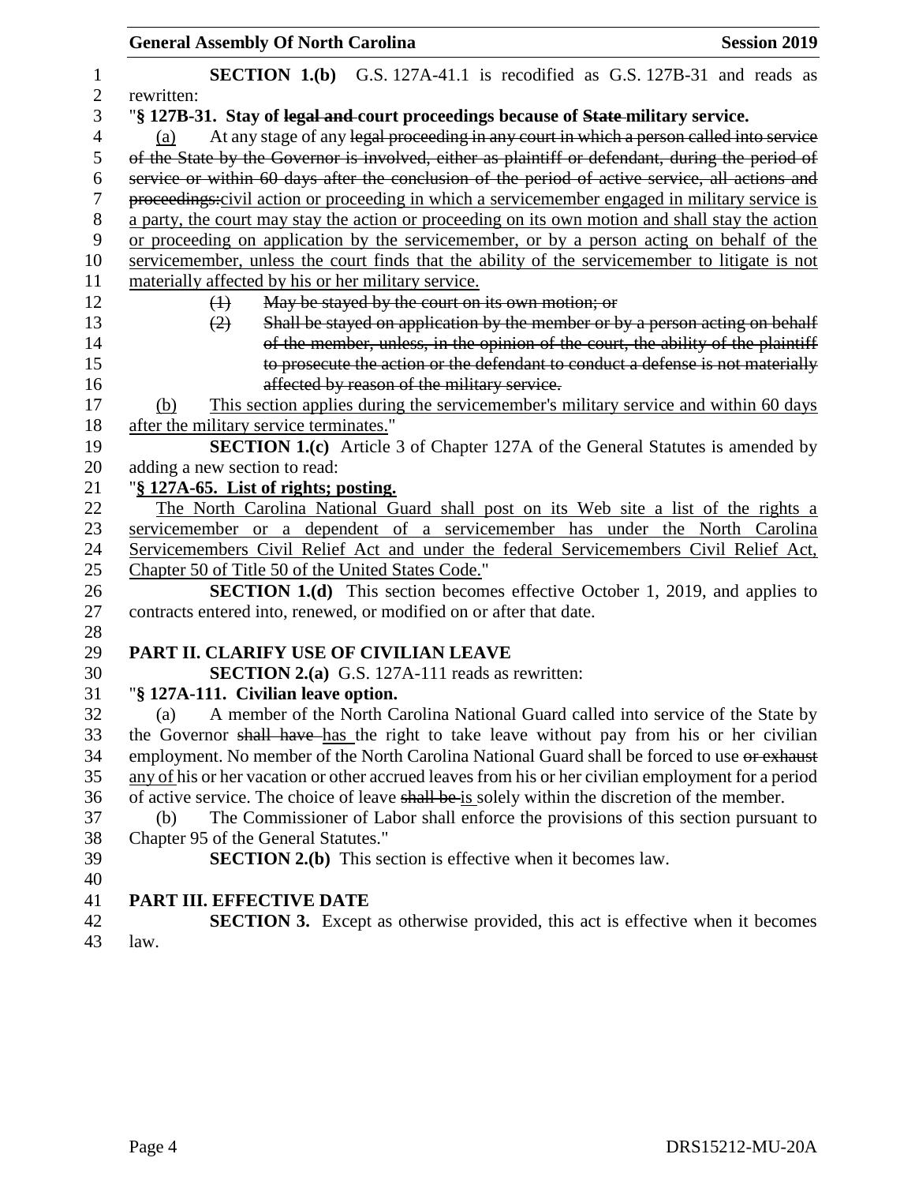**SECTION 1.(b)** G.S. 127A-41.1 is recodified as G.S. 127B-31 and reads as rewritten:

"**§ 127B-31. Stay of ~~legal and~~ court proceedings because of ~~State~~ military service.**

(a) At any stage of any ~~legal proceeding in any court in which a person called into service of the State by the Governor is involved, either as plaintiff or defendant, during the period of service or within 60 days after the conclusion of the period of active service, all actions and proceedings:~~civil action or proceeding in which a servicemember engaged in military service is a party, the court may stay the action or proceeding on its own motion and shall stay the action or proceeding on application by the servicemember, or by a person acting on behalf of the servicemember, unless the court finds that the ability of the servicemember to litigate is not materially affected by his or her military service.

~~(1) May be stayed by the court on its own motion; or~~

~~(2) Shall be stayed on application by the member or by a person acting on behalf of the member, unless, in the opinion of the court, the ability of the plaintiff to prosecute the action or the defendant to conduct a defense is not materially affected by reason of the military service.~~

(b) This section applies during the servicemember's military service and within 60 days after the military service terminates."

**SECTION 1.(c)** Article 3 of Chapter 127A of the General Statutes is amended by adding a new section to read:

"**§ 127A-65. List of rights; posting.**

The North Carolina National Guard shall post on its Web site a list of the rights a servicemember or a dependent of a servicemember has under the North Carolina Servicemembers Civil Relief Act and under the federal Servicemembers Civil Relief Act, Chapter 50 of Title 50 of the United States Code."

**SECTION 1.(d)** This section becomes effective October 1, 2019, and applies to contracts entered into, renewed, or modified on or after that date.

**PART II. CLARIFY USE OF CIVILIAN LEAVE**

**SECTION 2.(a)** G.S. 127A-111 reads as rewritten:

"**§ 127A-111. Civilian leave option.**

(a) A member of the North Carolina National Guard called into service of the State by the Governor ~~shall have~~ has the right to take leave without pay from his or her civilian employment. No member of the North Carolina National Guard shall be forced to use ~~or exhaust~~ any of his or her vacation or other accrued leaves from his or her civilian employment for a period of active service. The choice of leave ~~shall be~~ is solely within the discretion of the member.

(b) The Commissioner of Labor shall enforce the provisions of this section pursuant to Chapter 95 of the General Statutes."

**SECTION 2.(b)** This section is effective when it becomes law.

**PART III. EFFECTIVE DATE**

**SECTION 3.** Except as otherwise provided, this act is effective when it becomes law.